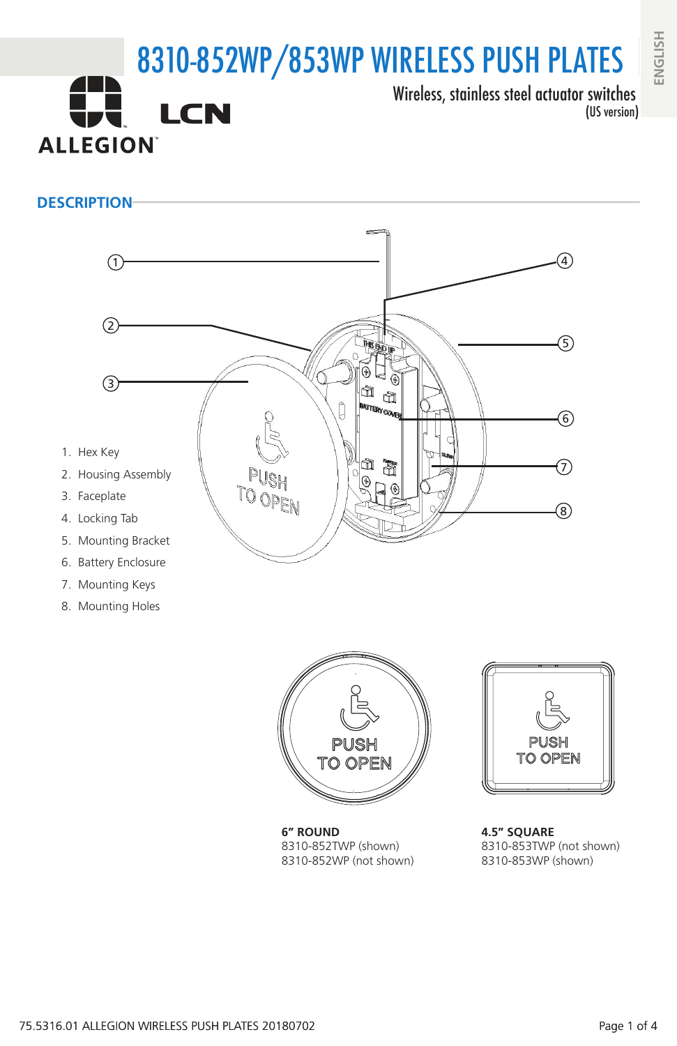# 8310-852WP/853WP WIRELESS PUSH PLATES

Wireless, stainless steel actuator switches
(US version)

ENGLISH

## DESCRIPTION

1. Hex Key
2. Housing Assembly
3. Faceplate
4. Locking Tab
5. Mounting Bracket
6. Battery Enclosure
7. Mounting Keys
8. Mounting Holes

**6" ROUND**
8310-852TWP (shown)
8310-852WP (not shown)

**4.5" SQUARE**
8310-853TWP (not shown)
8310-853WP (shown)

75.5316.01 ALLEGION WIRELESS PUSH PLATES 20180702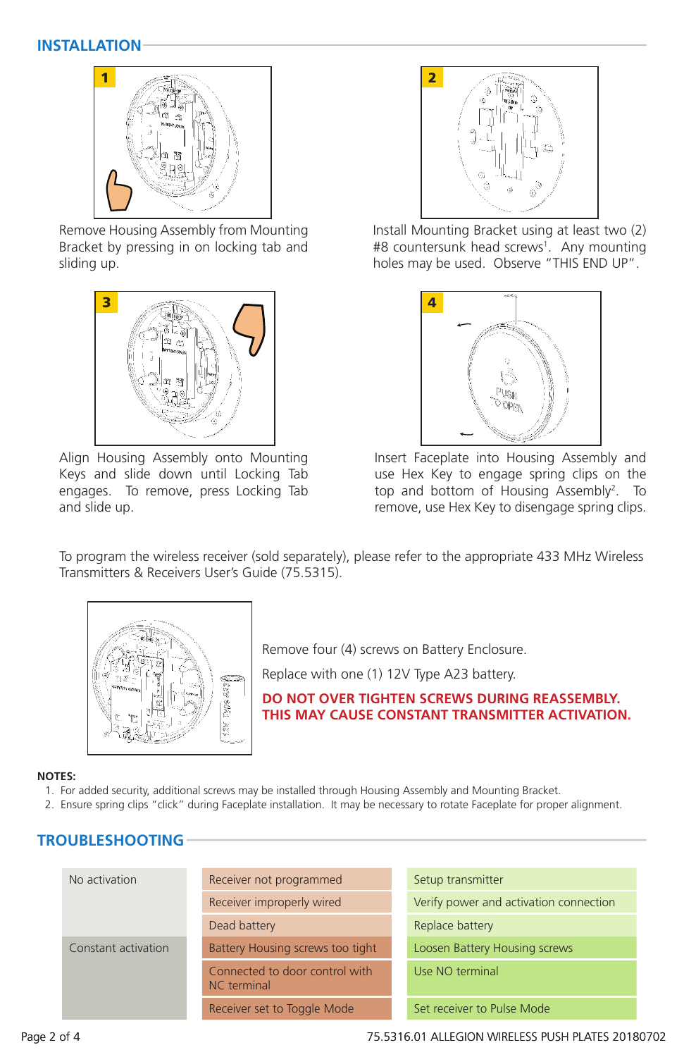## INSTALLATION

1

Remove Housing Assembly from Mounting Bracket by pressing in on locking tab and sliding up.

2

Install Mounting Bracket using at least two (2) #8 countersunk head screws[1]. Any mounting holes may be used. Observe "THIS END UP".

3

Align Housing Assembly onto Mounting Keys and slide down until Locking Tab engages. To remove, press Locking Tab and slide up.

4

Insert Faceplate into Housing Assembly and use Hex Key to engage spring clips on the top and bottom of Housing Assembly[2]. To remove, use Hex Key to disengage spring clips.

To program the wireless receiver (sold separately), please refer to the appropriate 433 MHz Wireless Transmitters & Receivers User's Guide (75.5315).

Remove four (4) screws on Battery Enclosure.

Replace with one (1) 12V Type A23 battery.

**DO NOT OVER TIGHTEN SCREWS DURING REASSEMBLY. THIS MAY CAUSE CONSTANT TRANSMITTER ACTIVATION.**

**NOTES:**

1. For added security, additional screws may be installed through Housing Assembly and Mounting Bracket.
2. Ensure spring clips "click" during Faceplate installation. It may be necessary to rotate Faceplate for proper alignment.

## TROUBLESHOOTING

| Problem | Cause | Solution |
| --- | --- | --- |
| No activation | Receiver not programmed | Setup transmitter |
| | Receiver improperly wired | Verify power and activation connection |
| | Dead battery | Replace battery |
| Constant activation | Battery Housing screws too tight | Loosen Battery Housing screws |
| | Connected to door control with NC terminal | Use NO terminal |
| | Receiver set to Toggle Mode | Set receiver to Pulse Mode |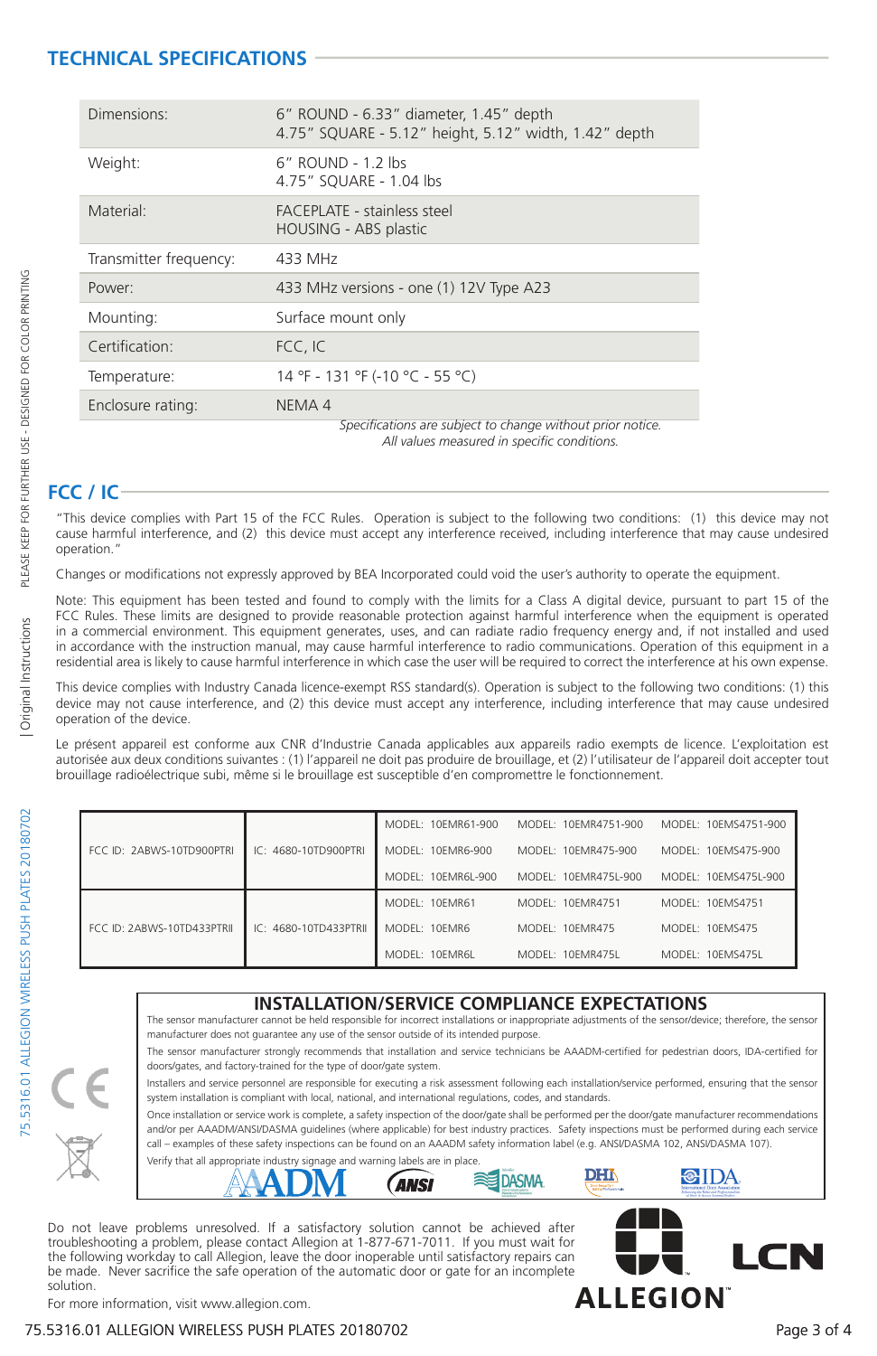## TECHNICAL SPECIFICATIONS

| | |
|---|---|
| Dimensions: | 6" ROUND - 6.33" diameter, 1.45" depth<br>4.75" SQUARE - 5.12" height, 5.12" width, 1.42" depth |
| Weight: | 6" ROUND - 1.2 lbs<br>4.75" SQUARE - 1.04 lbs |
| Material: | FACEPLATE - stainless steel<br>HOUSING - ABS plastic |
| Transmitter frequency: | 433 MHz |
| Power: | 433 MHz versions - one (1) 12V Type A23 |
| Mounting: | Surface mount only |
| Certification: | FCC, IC |
| Temperature: | 14 °F - 131 °F (-10 °C - 55 °C) |
| Enclosure rating: | NEMA 4 |

*Specifications are subject to change without prior notice.*
*All values measured in specific conditions.*

## FCC / IC

"This device complies with Part 15 of the FCC Rules. Operation is subject to the following two conditions: (1) this device may not cause harmful interference, and (2) this device must accept any interference received, including interference that may cause undesired operation."

Changes or modifications not expressly approved by BEA Incorporated could void the user's authority to operate the equipment.

Note: This equipment has been tested and found to comply with the limits for a Class A digital device, pursuant to part 15 of the FCC Rules. These limits are designed to provide reasonable protection against harmful interference when the equipment is operated in a commercial environment. This equipment generates, uses, and can radiate radio frequency energy and, if not installed and used in accordance with the instruction manual, may cause harmful interference to radio communications. Operation of this equipment in a residential area is likely to cause harmful interference in which case the user will be required to correct the interference at his own expense.

This device complies with Industry Canada licence-exempt RSS standard(s). Operation is subject to the following two conditions: (1) this device may not cause interference, and (2) this device must accept any interference, including interference that may cause undesired operation of the device.

Le présent appareil est conforme aux CNR d'Industrie Canada applicables aux appareils radio exempts de licence. L'exploitation est autorisée aux deux conditions suivantes : (1) l'appareil ne doit pas produire de brouillage, et (2) l'utilisateur de l'appareil doit accepter tout brouillage radioélectrique subi, même si le brouillage est susceptible d'en compromettre le fonctionnement.

| | | | | |
|---|---|---|---|---|
| FCC ID: 2ABWS-10TD900PTRI | IC: 4680-10TD900PTRI | MODEL: 10EMR61-900 | MODEL: 10EMR4751-900 | MODEL: 10EMS4751-900 |
| | | MODEL: 10EMR6-900 | MODEL: 10EMR475-900 | MODEL: 10EMS475-900 |
| | | MODEL: 10EMR6L-900 | MODEL: 10EMR475L-900 | MODEL: 10EMS475L-900 |
| FCC ID: 2ABWS-10TD433PTRII | IC: 4680-10TD433PTRII | MODEL: 10EMR61 | MODEL: 10EMR4751 | MODEL: 10EMS4751 |
| | | MODEL: 10EMR6 | MODEL: 10EMR475 | MODEL: 10EMS475 |
| | | MODEL: 10EMR6L | MODEL: 10EMR475L | MODEL: 10EMS475L |

### INSTALLATION/SERVICE COMPLIANCE EXPECTATIONS

The sensor manufacturer cannot be held responsible for incorrect installations or inappropriate adjustments of the sensor/device; therefore, the sensor manufacturer does not guarantee any use of the sensor outside of its intended purpose.

The sensor manufacturer strongly recommends that installation and service technicians be AAADM-certified for pedestrian doors, IDA-certified for doors/gates, and factory-trained for the type of door/gate system.

Installers and service personnel are responsible for executing a risk assessment following each installation/service performed, ensuring that the sensor system installation is compliant with local, national, and international regulations, codes, and standards.

Once installation or service work is complete, a safety inspection of the door/gate shall be performed per the door/gate manufacturer recommendations and/or per AAADM/ANSI/DASMA guidelines (where applicable) for best industry practices. Safety inspections must be performed during each service call – examples of these safety inspections can be found on an AAADM safety information label (e.g. ANSI/DASMA 102, ANSI/DASMA 107).

Verify that all appropriate industry signage and warning labels are in place.

AAADM | ANSI | DASMA | DHI | IDA

Do not leave problems unresolved. If a satisfactory solution cannot be achieved after troubleshooting a problem, please contact Allegion at 1-877-671-7011. If you must wait for the following workday to call Allegion, leave the door inoperable until satisfactory repairs can be made. Never sacrifice the safe operation of the automatic door or gate for an incomplete solution.

For more information, visit www.allegion.com.

ALLEGION™ LCN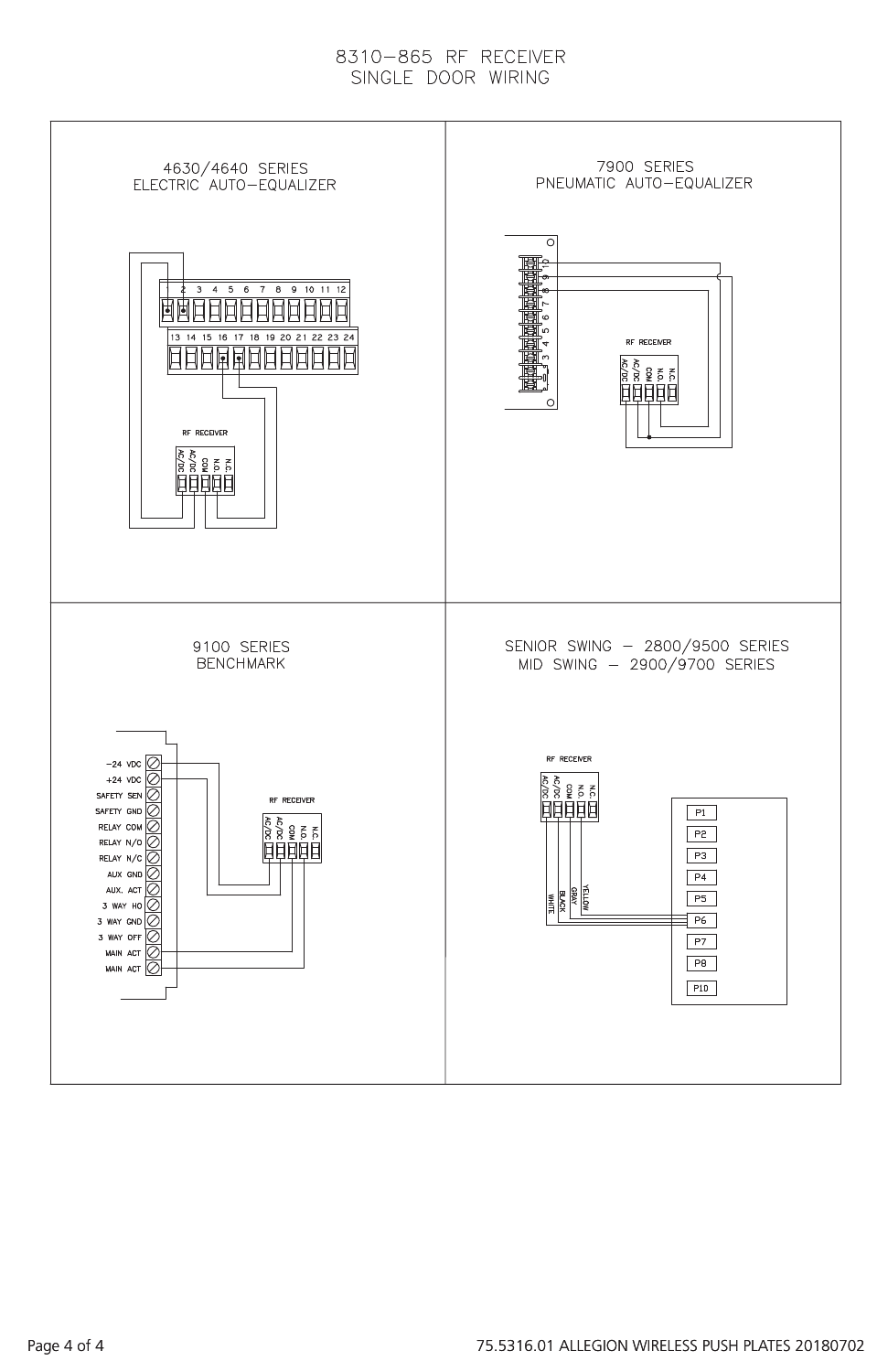# 8310–865 RF RECEIVER
## SINGLE DOOR WIRING

### 4630/4640 SERIES
ELECTRIC AUTO–EQUALIZER

1 2 3 4 5 6 7 8 9 10 11 12

13 14 15 16 17 18 19 20 21 22 23 24

RF RECEIVER

AC/DC AC/DC COM N.O. N.C.

### 7900 SERIES
PNEUMATIC AUTO–EQUALIZER

10 9 8 7 6 5 4 3

RF RECEIVER

AC/DC AC/DC COM N.O. N.C.

### 9100 SERIES
BENCHMARK

–24 VDC
+24 VDC
SAFETY SEN
SAFETY GND
RELAY COM
RELAY N/O
RELAY N/C
AUX GND
AUX. ACT
3 WAY HO
3 WAY GND
3 WAY OFF
MAIN ACT
MAIN ACT

RF RECEIVER

AC/DC AC/DC COM N.O. N.C.

### SENIOR SWING – 2800/9500 SERIES
### MID SWING – 2900/9700 SERIES

RF RECEIVER

AC/DC AC/DC COM N.O. N.C.

WHITE BLACK GRAY YELLOW

P1
P2
P3
P4
P5
P6
P7
P8
P10

75.5316.01 ALLEGION WIRELESS PUSH PLATES 20180702